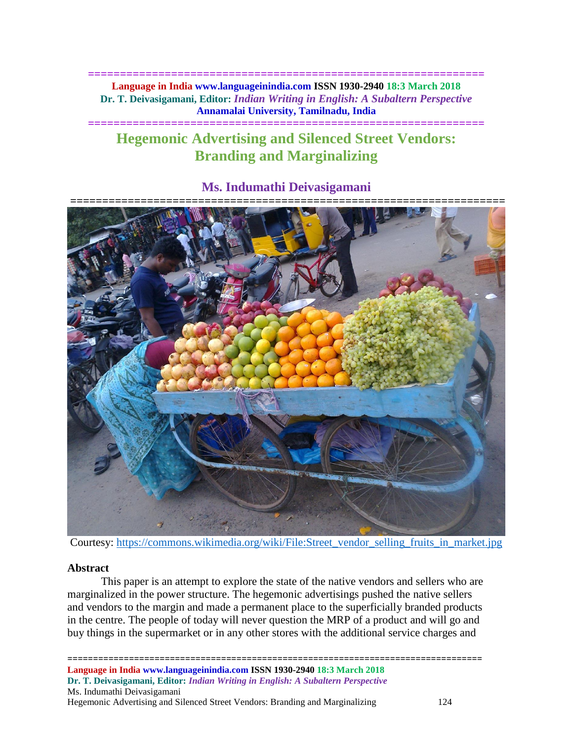# Hegemonic Advertising and Silenced Street Vendors: Branding and Marginalizing

## Ms. Indumathi Deivasigamani

Courtesy: https://commons.wikimedia.org/wiki/File:Street_vendor_selling_fruits_in_market.jpg

### Abstract

This paper is an attempt to explore the state of the native vendors and sellers who are marginalized in the power structure. The hegemonic advertisings pushed the native sellers and vendors to the margin and made a permanent place to the superficially branded products in the centre. The people of today will never question the MRP of a product and will go and buy things in the supermarket or in any other stores with the additional service charges and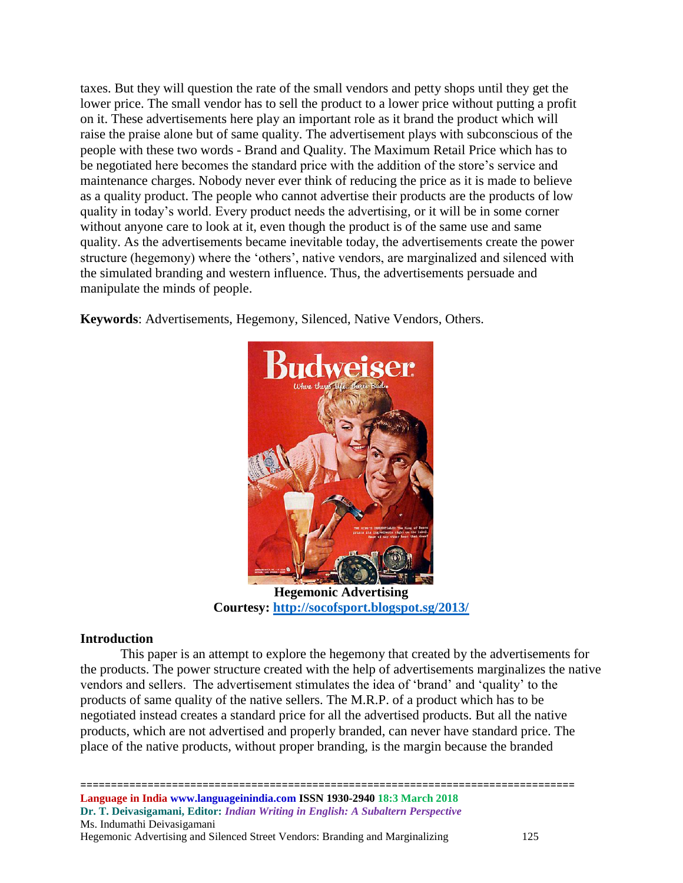taxes. But they will question the rate of the small vendors and petty shops until they get the lower price. The small vendor has to sell the product to a lower price without putting a profit on it. These advertisements here play an important role as it brand the product which will raise the praise alone but of same quality. The advertisement plays with subconscious of the people with these two words - Brand and Quality. The Maximum Retail Price which has to be negotiated here becomes the standard price with the addition of the store's service and maintenance charges. Nobody never ever think of reducing the price as it is made to believe as a quality product. The people who cannot advertise their products are the products of low quality in today's world. Every product needs the advertising, or it will be in some corner without anyone care to look at it, even though the product is of the same use and same quality. As the advertisements became inevitable today, the advertisements create the power structure (hegemony) where the 'others', native vendors, are marginalized and silenced with the simulated branding and western influence. Thus, the advertisements persuade and manipulate the minds of people.

**Keywords**: Advertisements, Hegemony, Silenced, Native Vendors, Others.

**Hegemonic Advertising**
**Courtesy: http://socofsport.blogspot.sg/2013/**

## Introduction

This paper is an attempt to explore the hegemony that created by the advertisements for the products. The power structure created with the help of advertisements marginalizes the native vendors and sellers. The advertisement stimulates the idea of 'brand' and 'quality' to the products of same quality of the native sellers. The M.R.P. of a product which has to be negotiated instead creates a standard price for all the advertised products. But all the native products, which are not advertised and properly branded, can never have standard price. The place of the native products, without proper branding, is the margin because the branded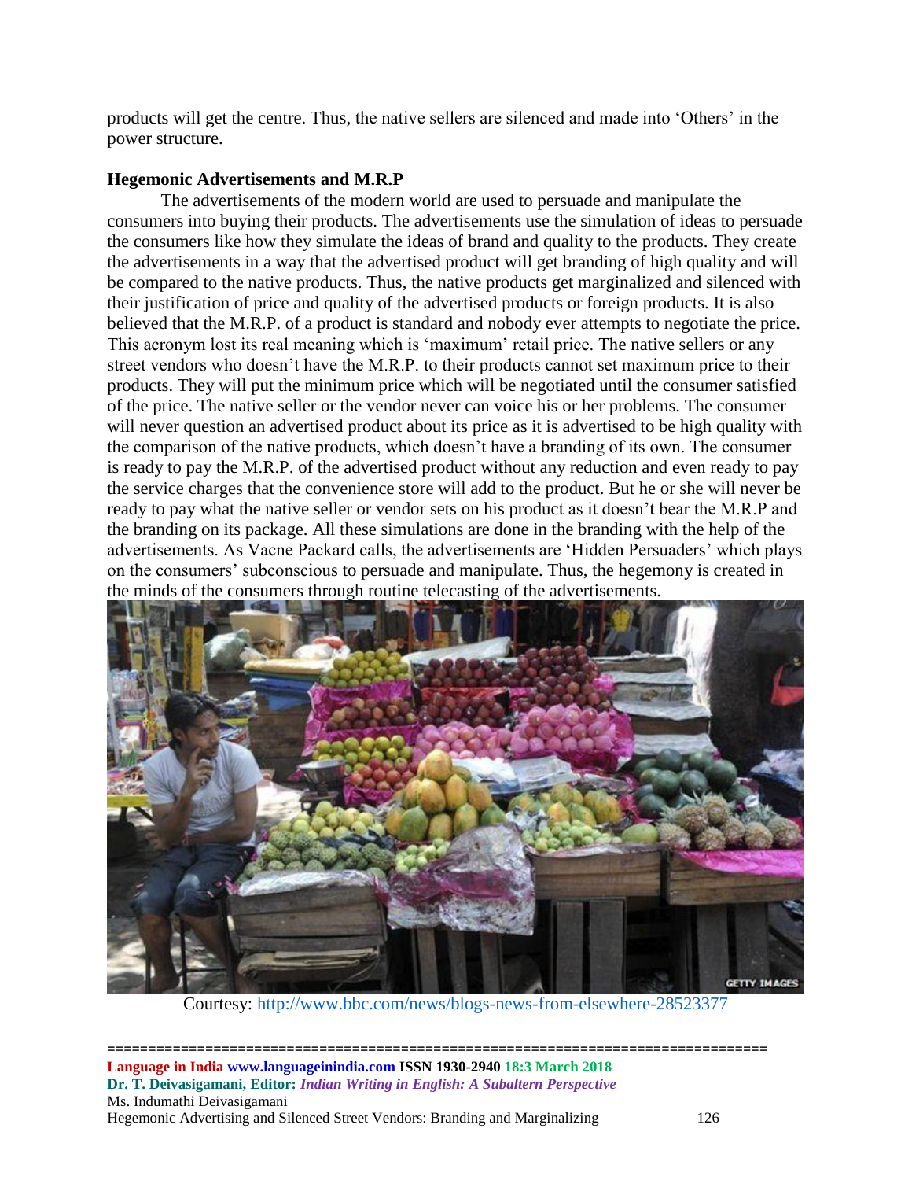products will get the centre. Thus, the native sellers are silenced and made into 'Others' in the power structure.

**Hegemonic Advertisements and M.R.P**

The advertisements of the modern world are used to persuade and manipulate the consumers into buying their products. The advertisements use the simulation of ideas to persuade the consumers like how they simulate the ideas of brand and quality to the products. They create the advertisements in a way that the advertised product will get branding of high quality and will be compared to the native products. Thus, the native products get marginalized and silenced with their justification of price and quality of the advertised products or foreign products. It is also believed that the M.R.P. of a product is standard and nobody ever attempts to negotiate the price. This acronym lost its real meaning which is 'maximum' retail price. The native sellers or any street vendors who doesn't have the M.R.P. to their products cannot set maximum price to their products. They will put the minimum price which will be negotiated until the consumer satisfied of the price. The native seller or the vendor never can voice his or her problems. The consumer will never question an advertised product about its price as it is advertised to be high quality with the comparison of the native products, which doesn't have a branding of its own. The consumer is ready to pay the M.R.P. of the advertised product without any reduction and even ready to pay the service charges that the convenience store will add to the product. But he or she will never be ready to pay what the native seller or vendor sets on his product as it doesn't bear the M.R.P and the branding on its package. All these simulations are done in the branding with the help of the advertisements. As Vacne Packard calls, the advertisements are 'Hidden Persuaders' which plays on the consumers' subconscious to persuade and manipulate. Thus, the hegemony is created in the minds of the consumers through routine telecasting of the advertisements.

Courtesy: http://www.bbc.com/news/blogs-news-from-elsewhere-28523377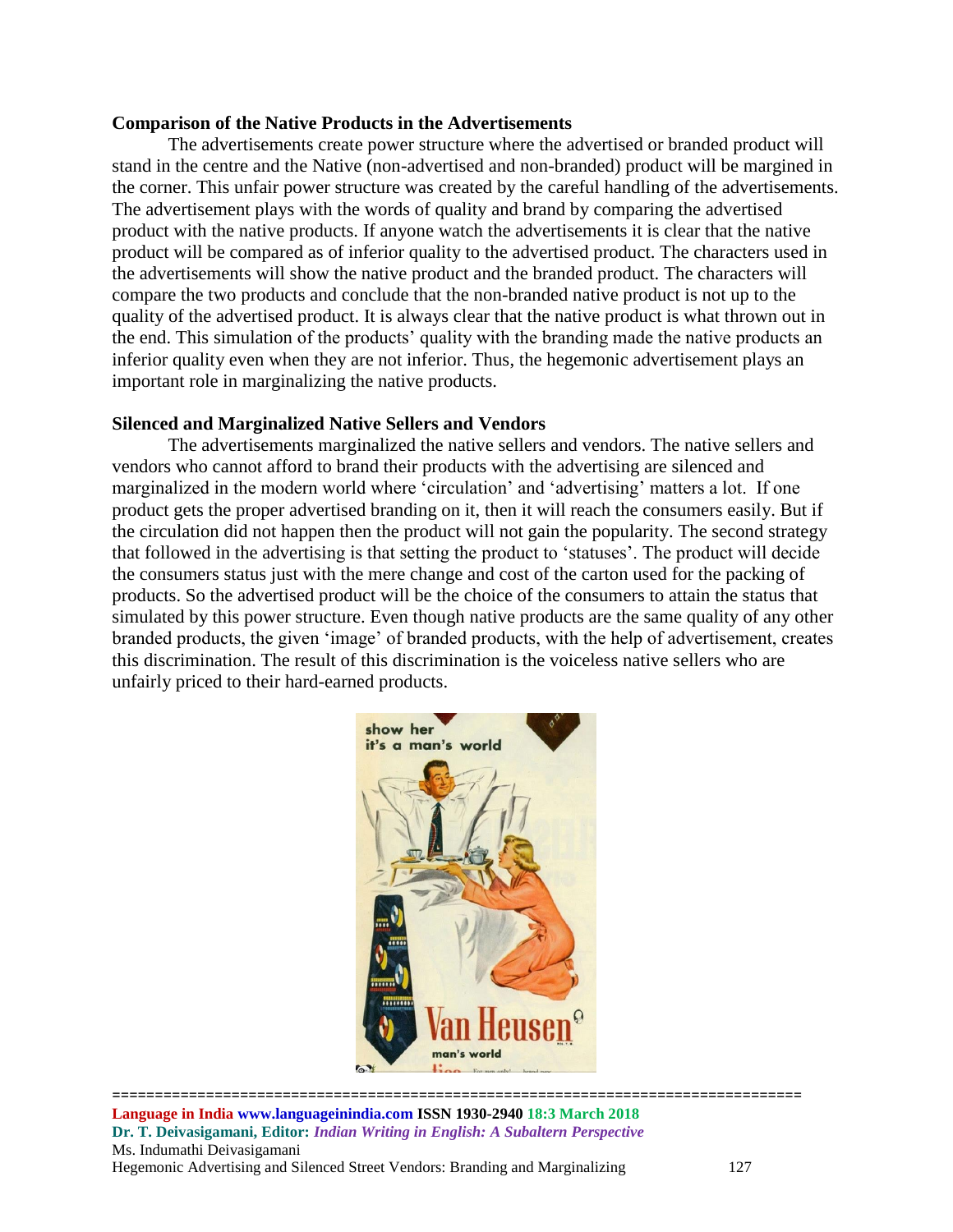**Comparison of the Native Products in the Advertisements**

The advertisements create power structure where the advertised or branded product will stand in the centre and the Native (non-advertised and non-branded) product will be margined in the corner. This unfair power structure was created by the careful handling of the advertisements. The advertisement plays with the words of quality and brand by comparing the advertised product with the native products. If anyone watch the advertisements it is clear that the native product will be compared as of inferior quality to the advertised product. The characters used in the advertisements will show the native product and the branded product. The characters will compare the two products and conclude that the non-branded native product is not up to the quality of the advertised product. It is always clear that the native product is what thrown out in the end. This simulation of the products' quality with the branding made the native products an inferior quality even when they are not inferior. Thus, the hegemonic advertisement plays an important role in marginalizing the native products.

**Silenced and Marginalized Native Sellers and Vendors**

The advertisements marginalized the native sellers and vendors. The native sellers and vendors who cannot afford to brand their products with the advertising are silenced and marginalized in the modern world where 'circulation' and 'advertising' matters a lot. If one product gets the proper advertised branding on it, then it will reach the consumers easily. But if the circulation did not happen then the product will not gain the popularity. The second strategy that followed in the advertising is that setting the product to 'statuses'. The product will decide the consumers status just with the mere change and cost of the carton used for the packing of products. So the advertised product will be the choice of the consumers to attain the status that simulated by this power structure. Even though native products are the same quality of any other branded products, the given 'image' of branded products, with the help of advertisement, creates this discrimination. The result of this discrimination is the voiceless native sellers who are unfairly priced to their hard-earned products.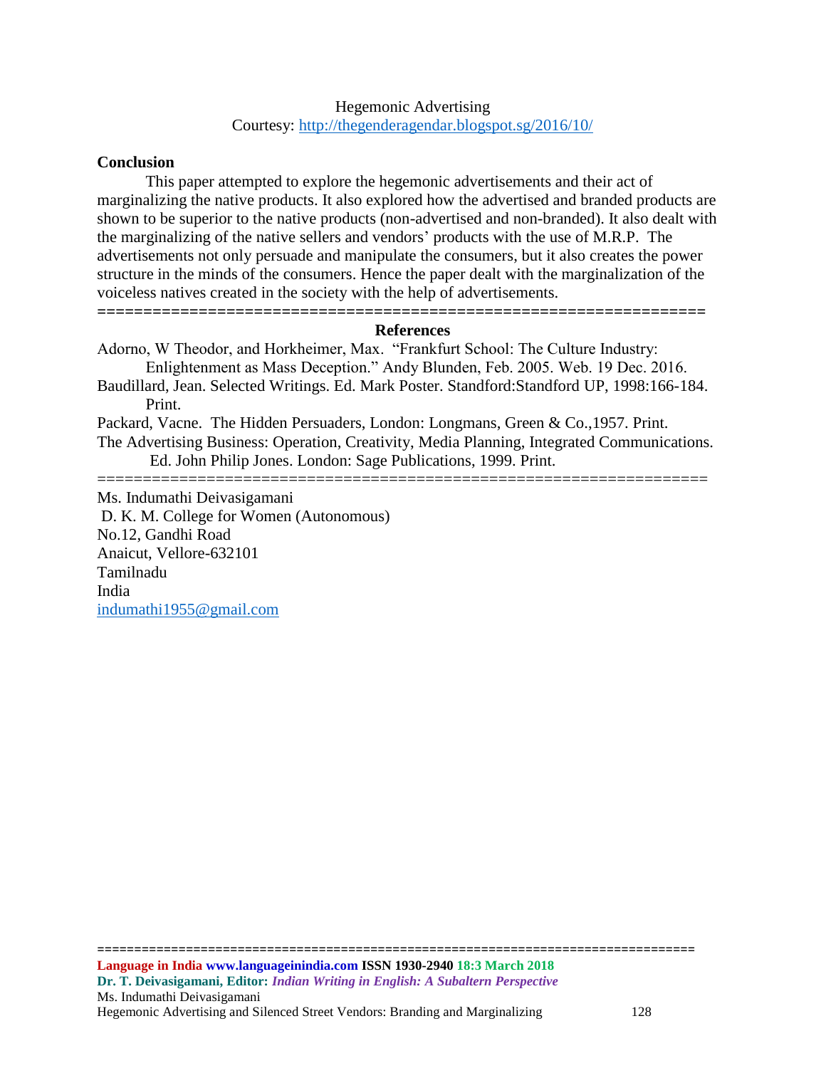Hegemonic Advertising
Courtesy: http://thegenderagendar.blogspot.sg/2016/10/

## Conclusion

This paper attempted to explore the hegemonic advertisements and their act of marginalizing the native products. It also explored how the advertised and branded products are shown to be superior to the native products (non-advertised and non-branded). It also dealt with the marginalizing of the native sellers and vendors' products with the use of M.R.P. The advertisements not only persuade and manipulate the consumers, but it also creates the power structure in the minds of the consumers. Hence the paper dealt with the marginalization of the voiceless natives created in the society with the help of advertisements.

==================================================================

## References

Adorno, W Theodor, and Horkheimer, Max. "Frankfurt School: The Culture Industry: Enlightenment as Mass Deception." Andy Blunden, Feb. 2005. Web. 19 Dec. 2016.

Baudillard, Jean. Selected Writings. Ed. Mark Poster. Standford:Standford UP, 1998:166-184. Print.

Packard, Vacne. The Hidden Persuaders, London: Longmans, Green & Co.,1957. Print.

The Advertising Business: Operation, Creativity, Media Planning, Integrated Communications. Ed. John Philip Jones. London: Sage Publications, 1999. Print.

==================================================================

Ms. Indumathi Deivasigamani
D. K. M. College for Women (Autonomous)
No.12, Gandhi Road
Anaicut, Vellore-632101
Tamilnadu
India
indumathi1955@gmail.com